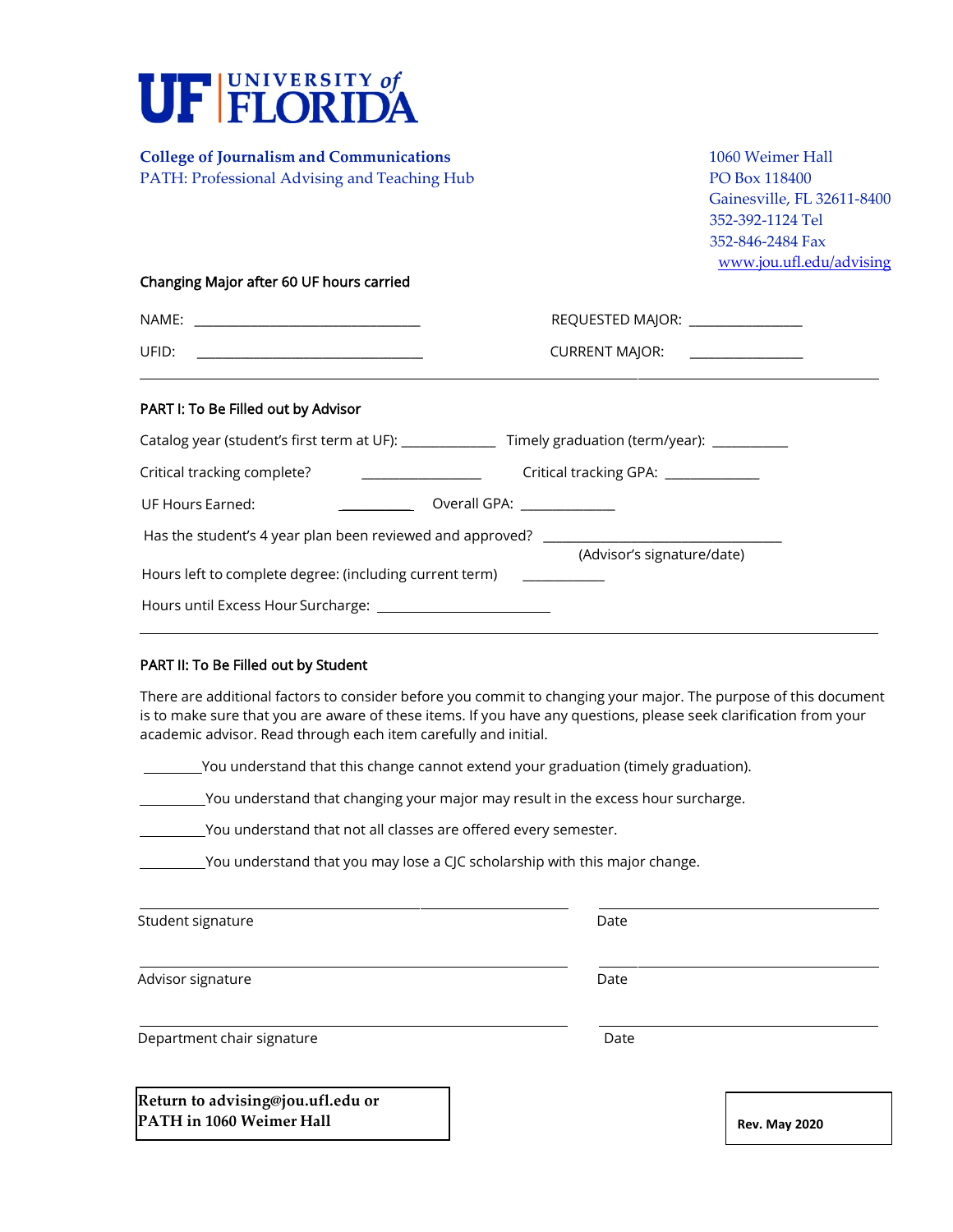# UF | UNIVERSITY of FLORIDA

**College of Journalism and Communications**
PATH: Professional Advising and Teaching Hub

1060 Weimer Hall
PO Box 118400
Gainesville, FL 32611-8400
352-392-1124 Tel
352-846-2484 Fax
www.jou.ufl.edu/advising

## Changing Major after 60 UF hours carried

NAME: ________________________________ REQUESTED MAJOR: ________________

UFID: ________________________________ CURRENT MAJOR: ________________

---

### PART I: To Be Filled out by Advisor

Catalog year (student's first term at UF): _____________ Timely graduation (term/year): ___________

Critical tracking complete? _________________ Critical tracking GPA: _____________

UF Hours Earned: ___________ Overall GPA: _____________

Has the student's 4 year plan been reviewed and approved? __________________________________
(Advisor's signature/date)

Hours left to complete degree: (including current term) ____________

Hours until Excess Hour Surcharge: _________________________

---

### PART II: To Be Filled out by Student

There are additional factors to consider before you commit to changing your major. The purpose of this document is to make sure that you are aware of these items. If you have any questions, please seek clarification from your academic advisor. Read through each item carefully and initial.

________You understand that this change cannot extend your graduation (timely graduation).

________You understand that changing your major may result in the excess hour surcharge.

________You understand that not all classes are offered every semester.

________You understand that you may lose a CJC scholarship with this major change.

______________________________________ ______________________
Student signature Date

______________________________________ ______________________
Advisor signature Date

______________________________________ ______________________
Department chair signature Date

**Return to advising@jou.ufl.edu or PATH in 1060 Weimer Hall**

**Rev. May 2020**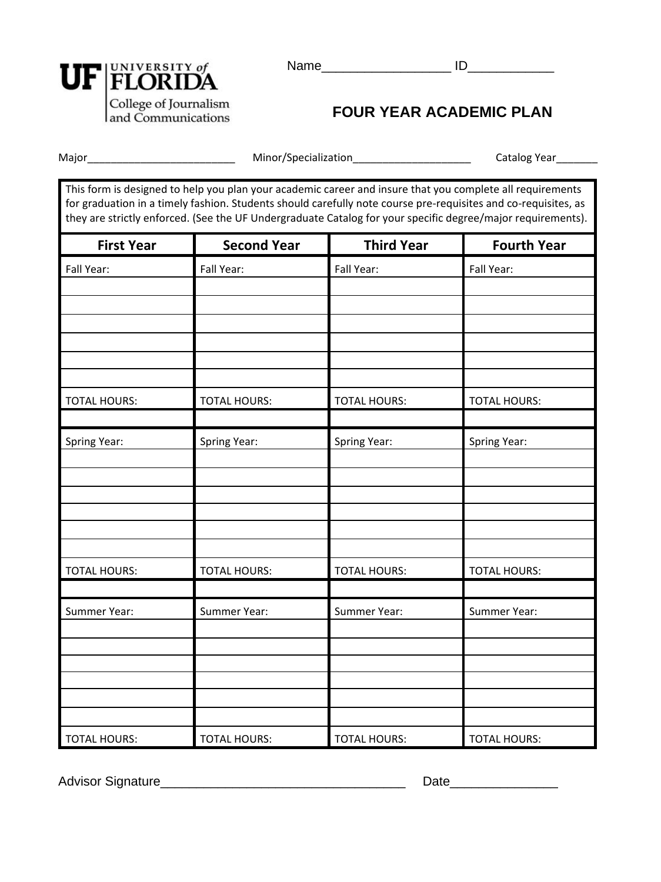UNIVERSITY of FLORIDA
College of Journalism and Communications

Name__________________ ID____________

# FOUR YEAR ACADEMIC PLAN

Major__________________________ Minor/Specialization____________________ Catalog Year_______

This form is designed to help you plan your academic career and insure that you complete all requirements for graduation in a timely fashion. Students should carefully note course pre-requisites and co-requisites, as they are strictly enforced. (See the UF Undergraduate Catalog for your specific degree/major requirements).

| First Year | Second Year | Third Year | Fourth Year |
|---|---|---|---|
| Fall Year: | Fall Year: | Fall Year: | Fall Year: |
| | | | |
| | | | |
| | | | |
| | | | |
| | | | |
| | | | |
| TOTAL HOURS: | TOTAL HOURS: | TOTAL HOURS: | TOTAL HOURS: |
| | | | |
| Spring Year: | Spring Year: | Spring Year: | Spring Year: |
| | | | |
| | | | |
| | | | |
| | | | |
| | | | |
| | | | |
| TOTAL HOURS: | TOTAL HOURS: | TOTAL HOURS: | TOTAL HOURS: |
| | | | |
| Summer Year: | Summer Year: | Summer Year: | Summer Year: |
| | | | |
| | | | |
| | | | |
| | | | |
| | | | |
| | | | |
| TOTAL HOURS: | TOTAL HOURS: | TOTAL HOURS: | TOTAL HOURS: |

Advisor Signature___________________________________ Date_______________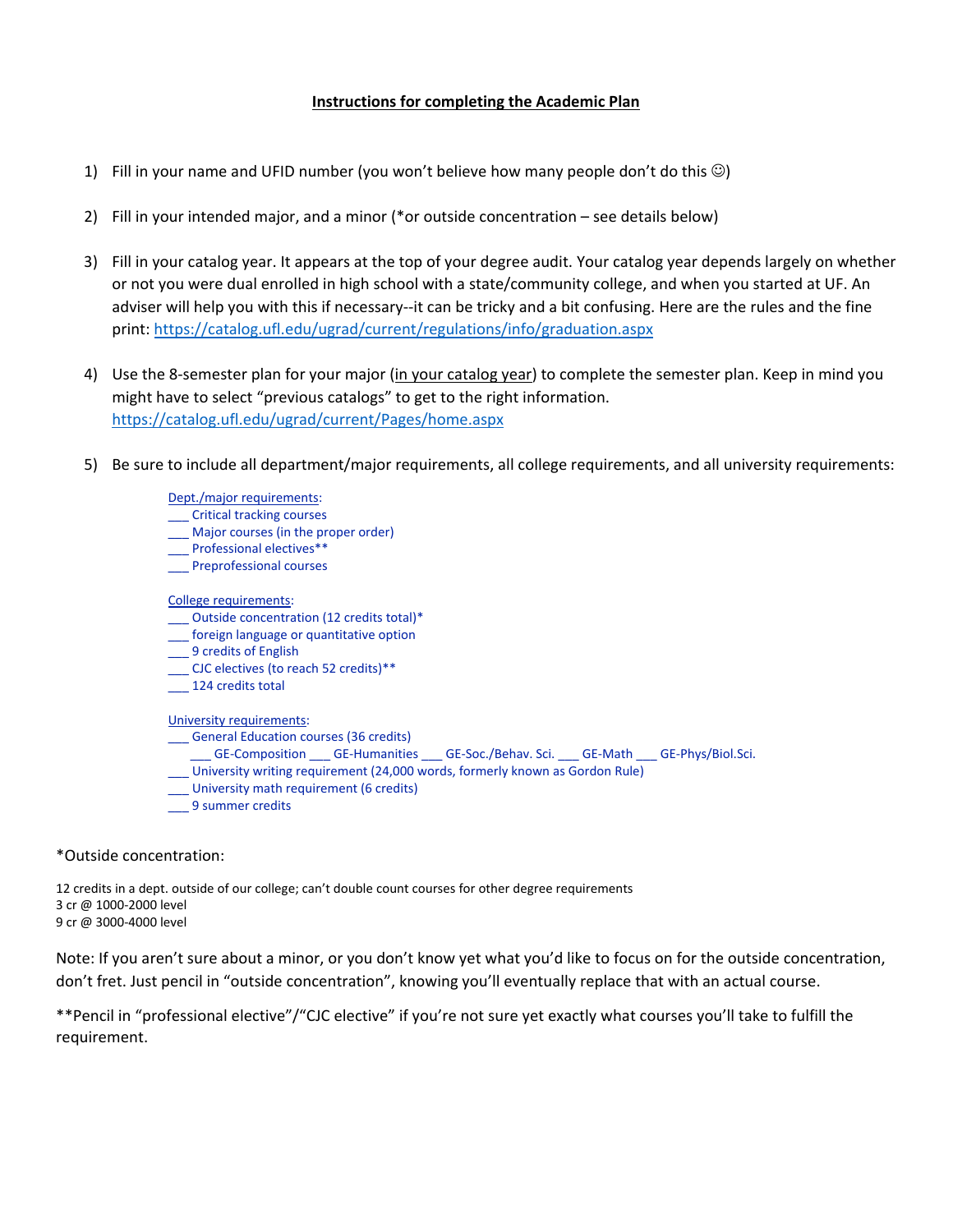## Instructions for completing the Academic Plan

1) Fill in your name and UFID number (you won't believe how many people don't do this ☺)

2) Fill in your intended major, and a minor (*or outside concentration – see details below)

3) Fill in your catalog year. It appears at the top of your degree audit. Your catalog year depends largely on whether or not you were dual enrolled in high school with a state/community college, and when you started at UF. An adviser will help you with this if necessary--it can be tricky and a bit confusing. Here are the rules and the fine print: https://catalog.ufl.edu/ugrad/current/regulations/info/graduation.aspx

4) Use the 8-semester plan for your major (in your catalog year) to complete the semester plan. Keep in mind you might have to select "previous catalogs" to get to the right information. https://catalog.ufl.edu/ugrad/current/Pages/home.aspx

5) Be sure to include all department/major requirements, all college requirements, and all university requirements:

   Dept./major requirements:
   ___ Critical tracking courses
   ___ Major courses (in the proper order)
   ___ Professional electives**
   ___ Preprofessional courses

   College requirements:
   ___ Outside concentration (12 credits total)*
   ___ foreign language or quantitative option
   ___ 9 credits of English
   ___ CJC electives (to reach 52 credits)**
   ___ 124 credits total

   University requirements:
   ___ General Education courses (36 credits)
   ___ GE-Composition ___ GE-Humanities ___ GE-Soc./Behav. Sci. ___ GE-Math ___ GE-Phys/Biol.Sci.
   ___ University writing requirement (24,000 words, formerly known as Gordon Rule)
   ___ University math requirement (6 credits)
   ___ 9 summer credits

*Outside concentration:

12 credits in a dept. outside of our college; can't double count courses for other degree requirements
3 cr @ 1000-2000 level
9 cr @ 3000-4000 level

Note: If you aren't sure about a minor, or you don't know yet what you'd like to focus on for the outside concentration, don't fret. Just pencil in "outside concentration", knowing you'll eventually replace that with an actual course.

**Pencil in "professional elective"/"CJC elective" if you're not sure yet exactly what courses you'll take to fulfill the requirement.